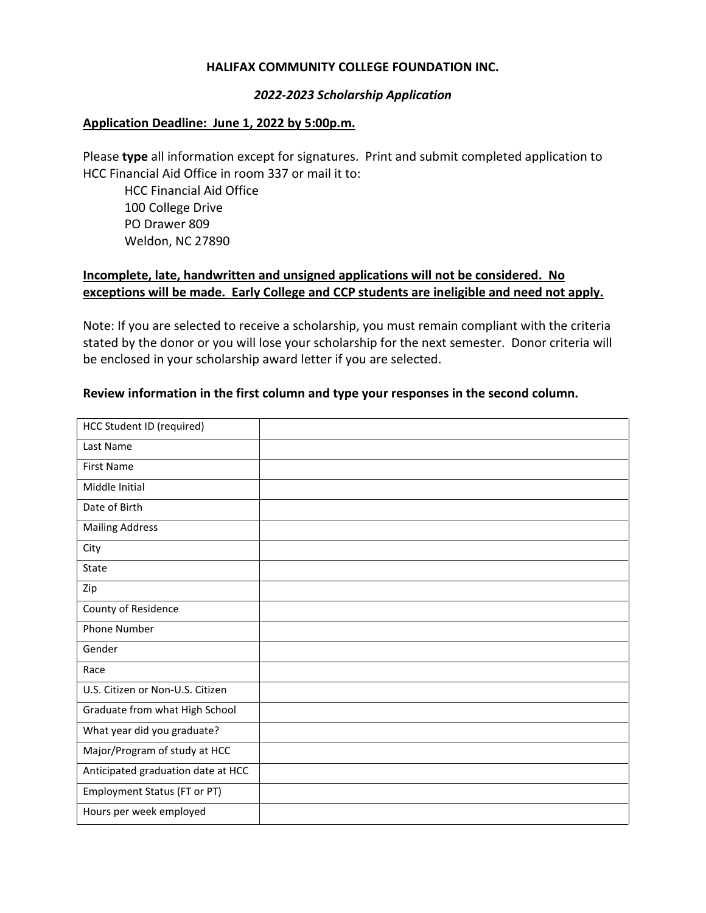**HALIFAX COMMUNITY COLLEGE FOUNDATION INC.**

***2022-2023 Scholarship Application***

**Application Deadline: June 1, 2022 by 5:00p.m.**

Please **type** all information except for signatures. Print and submit completed application to HCC Financial Aid Office in room 337 or mail it to:

HCC Financial Aid Office
100 College Drive
PO Drawer 809
Weldon, NC 27890

**Incomplete, late, handwritten and unsigned applications will not be considered. No exceptions will be made. Early College and CCP students are ineligible and need not apply.**

Note: If you are selected to receive a scholarship, you must remain compliant with the criteria stated by the donor or you will lose your scholarship for the next semester. Donor criteria will be enclosed in your scholarship award letter if you are selected.

**Review information in the first column and type your responses in the second column.**

| | |
|---|---|
| HCC Student ID (required) | |
| Last Name | |
| First Name | |
| Middle Initial | |
| Date of Birth | |
| Mailing Address | |
| City | |
| State | |
| Zip | |
| County of Residence | |
| Phone Number | |
| Gender | |
| Race | |
| U.S. Citizen or Non-U.S. Citizen | |
| Graduate from what High School | |
| What year did you graduate? | |
| Major/Program of study at HCC | |
| Anticipated graduation date at HCC | |
| Employment Status (FT or PT) | |
| Hours per week employed | |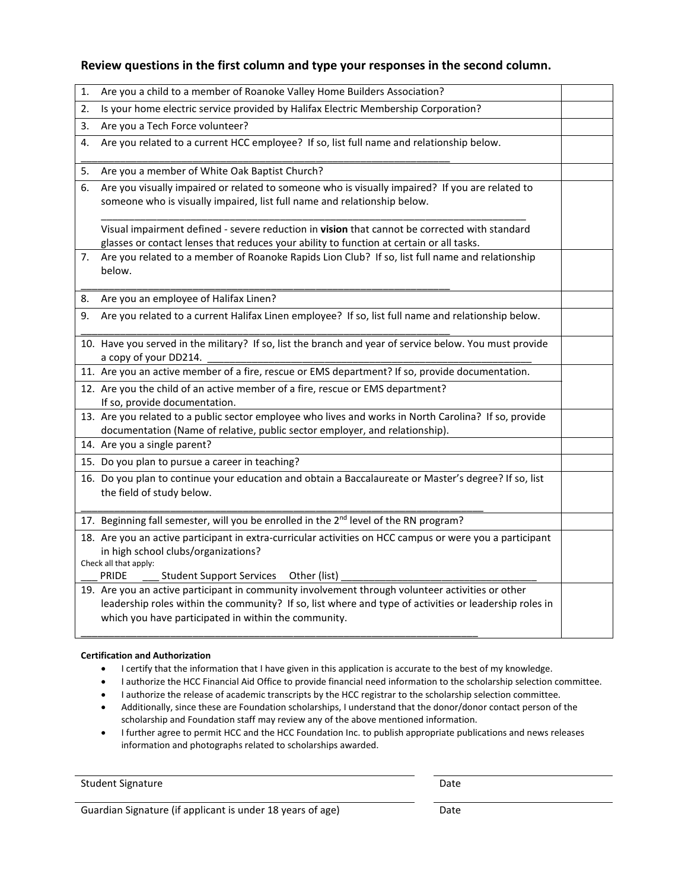**Review questions in the first column and type your responses in the second column.**

| | |
|---|---|
| 1. Are you a child to a member of Roanoke Valley Home Builders Association? | |
| 2. Is your home electric service provided by Halifax Electric Membership Corporation? | |
| 3. Are you a Tech Force volunteer? | |
| 4. Are you related to a current HCC employee? If so, list full name and relationship below. ____________________________________________________________________ | |
| 5. Are you a member of White Oak Baptist Church? | |
| 6. Are you visually impaired or related to someone who is visually impaired? If you are related to someone who is visually impaired, list full name and relationship below. ____________________________________________________________________ Visual impairment defined - severe reduction in **vision** that cannot be corrected with standard glasses or contact lenses that reduces your ability to function at certain or all tasks. | |
| 7. Are you related to a member of Roanoke Rapids Lion Club? If so, list full name and relationship below. ____________________________________________________________________ | |
| 8. Are you an employee of Halifax Linen? | |
| 9. Are you related to a current Halifax Linen employee? If so, list full name and relationship below. ____________________________________________________________________ | |
| 10. Have you served in the military? If so, list the branch and year of service below. You must provide a copy of your DD214. ____________________________________________________________ | |
| 11. Are you an active member of a fire, rescue or EMS department? If so, provide documentation. | |
| 12. Are you the child of an active member of a fire, rescue or EMS department? If so, provide documentation. | |
| 13. Are you related to a public sector employee who lives and works in North Carolina? If so, provide documentation (Name of relative, public sector employer, and relationship). | |
| 14. Are you a single parent? | |
| 15. Do you plan to pursue a career in teaching? | |
| 16. Do you plan to continue your education and obtain a Baccalaureate or Master's degree? If so, list the field of study below. ____________________________________________________________________ | |
| 17. Beginning fall semester, will you be enrolled in the 2nd level of the RN program? | |
| 18. Are you an active participant in extra-curricular activities on HCC campus or were you a participant in high school clubs/organizations? Check all that apply: ___ PRIDE ___ Student Support Services Other (list) ___________________________________ | |
| 19. Are you an active participant in community involvement through volunteer activities or other leadership roles within the community? If so, list where and type of activities or leadership roles in which you have participated in within the community. ____________________________________________________________________ | |

**Certification and Authorization**

- I certify that the information that I have given in this application is accurate to the best of my knowledge.
- I authorize the HCC Financial Aid Office to provide financial need information to the scholarship selection committee.
- I authorize the release of academic transcripts by the HCC registrar to the scholarship selection committee.
- Additionally, since these are Foundation scholarships, I understand that the donor/donor contact person of the scholarship and Foundation staff may review any of the above mentioned information.
- I further agree to permit HCC and the HCC Foundation Inc. to publish appropriate publications and news releases information and photographs related to scholarships awarded.

_______________________________________________ ____________________

Student Signature Date

_______________________________________________ ____________________

Guardian Signature (if applicant is under 18 years of age) Date